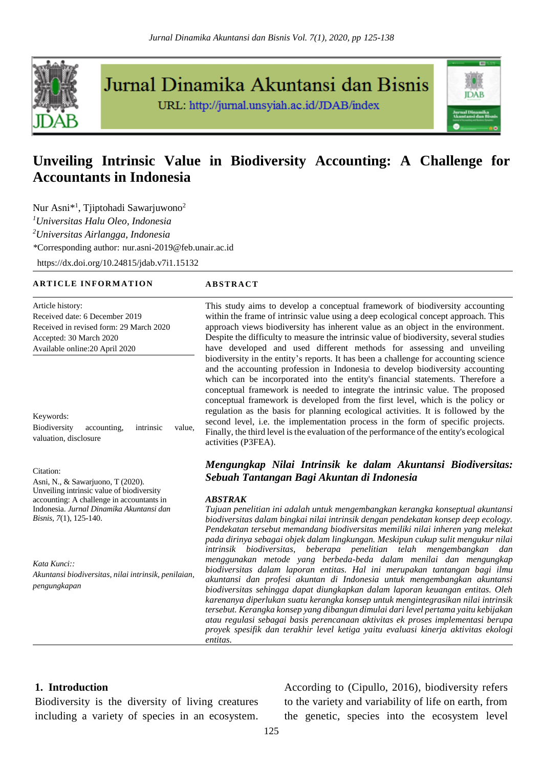Jurnal Dinamika Akuntansi dan Bisnis

URL: http://jurnal.unsyiah.ac.id/JDAB/index

# Unveiling Intrinsic Value in Biodiversity Accounting: A Challenge for Accountants in Indonesia

Nur Asni*[1], Tjiptohadi Sawarjuwono[2]

[1]*Universitas Halu Oleo, Indonesia*

[2]*Universitas Airlangga, Indonesia*

*Corresponding author: nur.asni-2019@feb.unair.ac.id

https://dx.doi.org/10.24815/jdab.v7i1.15132

**ARTICLE INFORMATION**

Article history:
Received date: 6 December 2019
Received in revised form: 29 March 2020
Accepted: 30 March 2020
Available online:20 April 2020

Keywords:
Biodiversity accounting, intrinsic value, valuation, disclosure

Citation:
Asni, N., & Sawarjuono, T (2020). Unveiling intrinsic value of biodiversity accounting: A challenge in accountants in Indonesia. *Jurnal Dinamika Akuntansi dan Bisnis*, *7*(1), 125-140.

*Kata Kunci::*
*Akuntansi biodiversitas, nilai intrinsik, penilaian, pengungkapan*

**ABSTRACT**

This study aims to develop a conceptual framework of biodiversity accounting within the frame of intrinsic value using a deep ecological concept approach. This approach views biodiversity has inherent value as an object in the environment. Despite the difficulty to measure the intrinsic value of biodiversity, several studies have developed and used different methods for assessing and unveiling biodiversity in the entity's reports. It has been a challenge for accounting science and the accounting profession in Indonesia to develop biodiversity accounting which can be incorporated into the entity's financial statements. Therefore a conceptual framework is needed to integrate the intrinsic value. The proposed conceptual framework is developed from the first level, which is the policy or regulation as the basis for planning ecological activities. It is followed by the second level, i.e. the implementation process in the form of specific projects. Finally, the third level is the evaluation of the performance of the entity's ecological activities (P3FEA).

***Mengungkap Nilai Intrinsik ke dalam Akuntansi Biodiversitas: Sebuah Tantangan Bagi Akuntan di Indonesia***

***ABSTRAK***

*Tujuan penelitian ini adalah untuk mengembangkan kerangka konseptual akuntansi biodiversitas dalam bingkai nilai intrinsik dengan pendekatan konsep deep ecology. Pendekatan tersebut memandang biodiversitas memiliki nilai inheren yang melekat pada dirinya sebagai objek dalam lingkungan. Meskipun cukup sulit mengukur nilai intrinsik biodiversitas, beberapa penelitian telah mengembangkan dan menggunakan metode yang berbeda-beda dalam menilai dan mengungkap biodiversitas dalam laporan entitas. Hal ini merupakan tantangan bagi ilmu akuntansi dan profesi akuntan di Indonesia untuk mengembangkan akuntansi biodiversitas sehingga dapat diungkapkan dalam laporan keuangan entitas. Oleh karenanya diperlukan suatu kerangka konsep untuk mengintegrasikan nilai intrinsik tersebut. Kerangka konsep yang dibangun dimulai dari level pertama yaitu kebijakan atau regulasi sebagai basis perencanaan aktivitas ek proses implementasi berupa proyek spesifik dan terakhir level ketiga yaitu evaluasi kinerja aktivitas ekologi entitas.*

## 1. Introduction

Biodiversity is the diversity of living creatures including a variety of species in an ecosystem. According to (Cipullo, 2016), biodiversity refers to the variety and variability of life on earth, from the genetic, species into the ecosystem level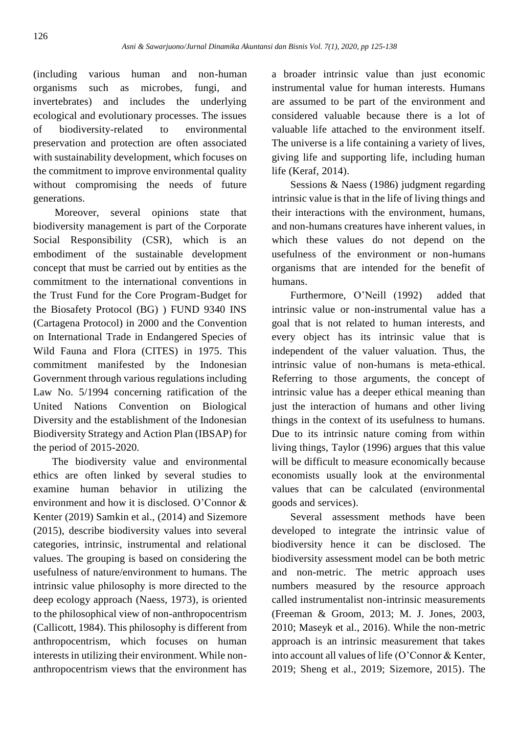(including various human and non-human organisms such as microbes, fungi, and invertebrates) and includes the underlying ecological and evolutionary processes. The issues of biodiversity-related to environmental preservation and protection are often associated with sustainability development, which focuses on the commitment to improve environmental quality without compromising the needs of future generations.

Moreover, several opinions state that biodiversity management is part of the Corporate Social Responsibility (CSR), which is an embodiment of the sustainable development concept that must be carried out by entities as the commitment to the international conventions in the Trust Fund for the Core Program-Budget for the Biosafety Protocol (BG) ) FUND 9340 INS (Cartagena Protocol) in 2000 and the Convention on International Trade in Endangered Species of Wild Fauna and Flora (CITES) in 1975. This commitment manifested by the Indonesian Government through various regulations including Law No. 5/1994 concerning ratification of the United Nations Convention on Biological Diversity and the establishment of the Indonesian Biodiversity Strategy and Action Plan (IBSAP) for the period of 2015-2020.

The biodiversity value and environmental ethics are often linked by several studies to examine human behavior in utilizing the environment and how it is disclosed. O'Connor & Kenter (2019) Samkin et al., (2014) and Sizemore (2015), describe biodiversity values into several categories, intrinsic, instrumental and relational values. The grouping is based on considering the usefulness of nature/environment to humans. The intrinsic value philosophy is more directed to the deep ecology approach (Naess, 1973), is oriented to the philosophical view of non-anthropocentrism (Callicott, 1984). This philosophy is different from anthropocentrism, which focuses on human interests in utilizing their environment. While non-anthropocentrism views that the environment has a broader intrinsic value than just economic instrumental value for human interests. Humans are assumed to be part of the environment and considered valuable because there is a lot of valuable life attached to the environment itself. The universe is a life containing a variety of lives, giving life and supporting life, including human life (Keraf, 2014).

Sessions & Naess (1986) judgment regarding intrinsic value is that in the life of living things and their interactions with the environment, humans, and non-humans creatures have inherent values, in which these values do not depend on the usefulness of the environment or non-humans organisms that are intended for the benefit of humans.

Furthermore, O'Neill (1992) added that intrinsic value or non-instrumental value has a goal that is not related to human interests, and every object has its intrinsic value that is independent of the valuer valuation. Thus, the intrinsic value of non-humans is meta-ethical. Referring to those arguments, the concept of intrinsic value has a deeper ethical meaning than just the interaction of humans and other living things in the context of its usefulness to humans. Due to its intrinsic nature coming from within living things, Taylor (1996) argues that this value will be difficult to measure economically because economists usually look at the environmental values that can be calculated (environmental goods and services).

Several assessment methods have been developed to integrate the intrinsic value of biodiversity hence it can be disclosed. The biodiversity assessment model can be both metric and non-metric. The metric approach uses numbers measured by the resource approach called instrumentalist non-intrinsic measurements (Freeman & Groom, 2013; M. J. Jones, 2003, 2010; Maseyk et al., 2016). While the non-metric approach is an intrinsic measurement that takes into account all values of life (O'Connor & Kenter, 2019; Sheng et al., 2019; Sizemore, 2015). The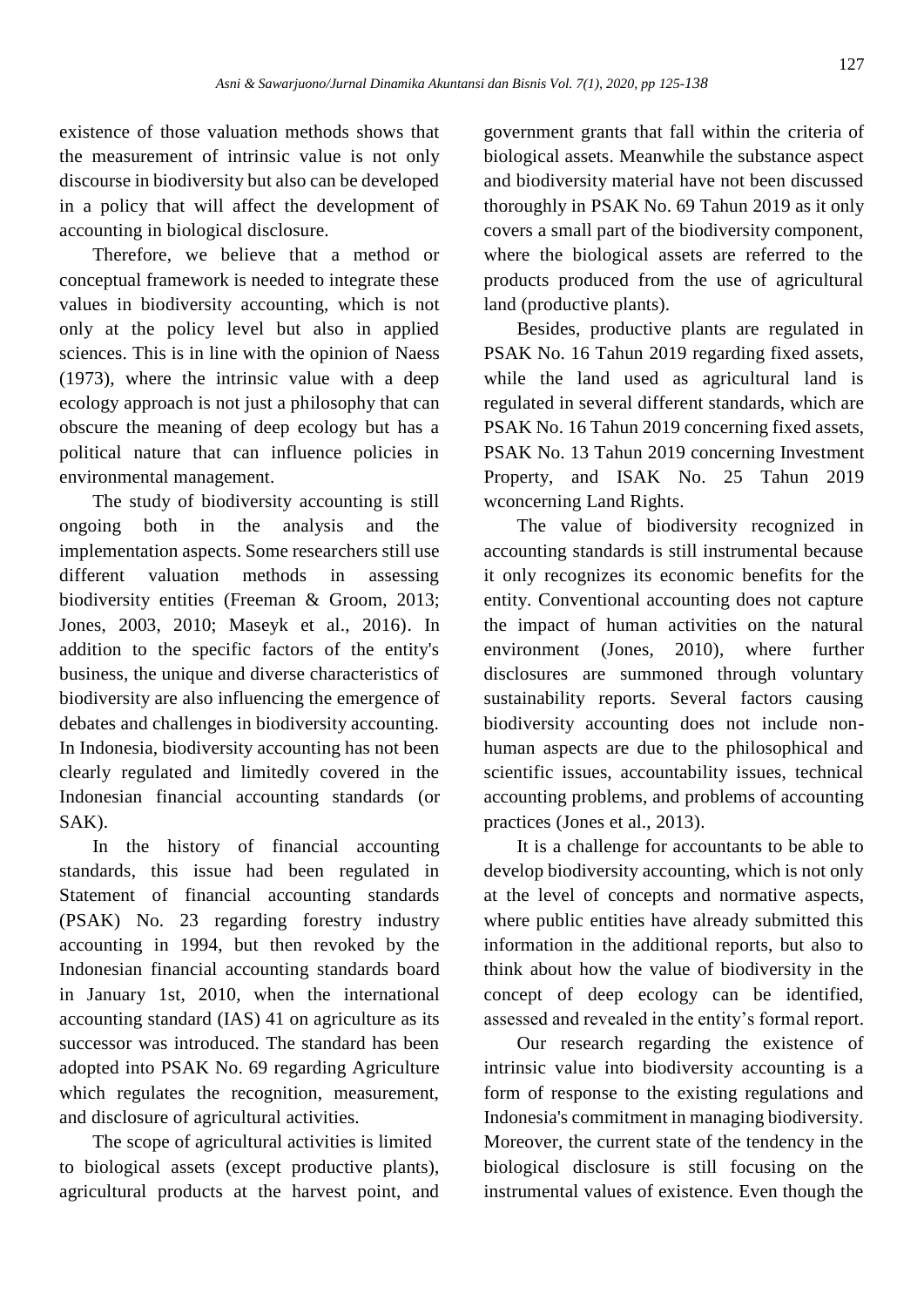existence of those valuation methods shows that the measurement of intrinsic value is not only discourse in biodiversity but also can be developed in a policy that will affect the development of accounting in biological disclosure.

Therefore, we believe that a method or conceptual framework is needed to integrate these values in biodiversity accounting, which is not only at the policy level but also in applied sciences. This is in line with the opinion of Naess (1973), where the intrinsic value with a deep ecology approach is not just a philosophy that can obscure the meaning of deep ecology but has a political nature that can influence policies in environmental management.

The study of biodiversity accounting is still ongoing both in the analysis and the implementation aspects. Some researchers still use different valuation methods in assessing biodiversity entities (Freeman & Groom, 2013; Jones, 2003, 2010; Maseyk et al., 2016). In addition to the specific factors of the entity's business, the unique and diverse characteristics of biodiversity are also influencing the emergence of debates and challenges in biodiversity accounting. In Indonesia, biodiversity accounting has not been clearly regulated and limitedly covered in the Indonesian financial accounting standards (or SAK).

In the history of financial accounting standards, this issue had been regulated in Statement of financial accounting standards (PSAK) No. 23 regarding forestry industry accounting in 1994, but then revoked by the Indonesian financial accounting standards board in January 1st, 2010, when the international accounting standard (IAS) 41 on agriculture as its successor was introduced. The standard has been adopted into PSAK No. 69 regarding Agriculture which regulates the recognition, measurement, and disclosure of agricultural activities.

The scope of agricultural activities is limited to biological assets (except productive plants), agricultural products at the harvest point, and government grants that fall within the criteria of biological assets. Meanwhile the substance aspect and biodiversity material have not been discussed thoroughly in PSAK No. 69 Tahun 2019 as it only covers a small part of the biodiversity component, where the biological assets are referred to the products produced from the use of agricultural land (productive plants).

Besides, productive plants are regulated in PSAK No. 16 Tahun 2019 regarding fixed assets, while the land used as agricultural land is regulated in several different standards, which are PSAK No. 16 Tahun 2019 concerning fixed assets, PSAK No. 13 Tahun 2019 concerning Investment Property, and ISAK No. 25 Tahun 2019 wconcerning Land Rights.

The value of biodiversity recognized in accounting standards is still instrumental because it only recognizes its economic benefits for the entity. Conventional accounting does not capture the impact of human activities on the natural environment (Jones, 2010), where further disclosures are summoned through voluntary sustainability reports. Several factors causing biodiversity accounting does not include non-human aspects are due to the philosophical and scientific issues, accountability issues, technical accounting problems, and problems of accounting practices (Jones et al., 2013).

It is a challenge for accountants to be able to develop biodiversity accounting, which is not only at the level of concepts and normative aspects, where public entities have already submitted this information in the additional reports, but also to think about how the value of biodiversity in the concept of deep ecology can be identified, assessed and revealed in the entity's formal report.

Our research regarding the existence of intrinsic value into biodiversity accounting is a form of response to the existing regulations and Indonesia's commitment in managing biodiversity. Moreover, the current state of the tendency in the biological disclosure is still focusing on the instrumental values of existence. Even though the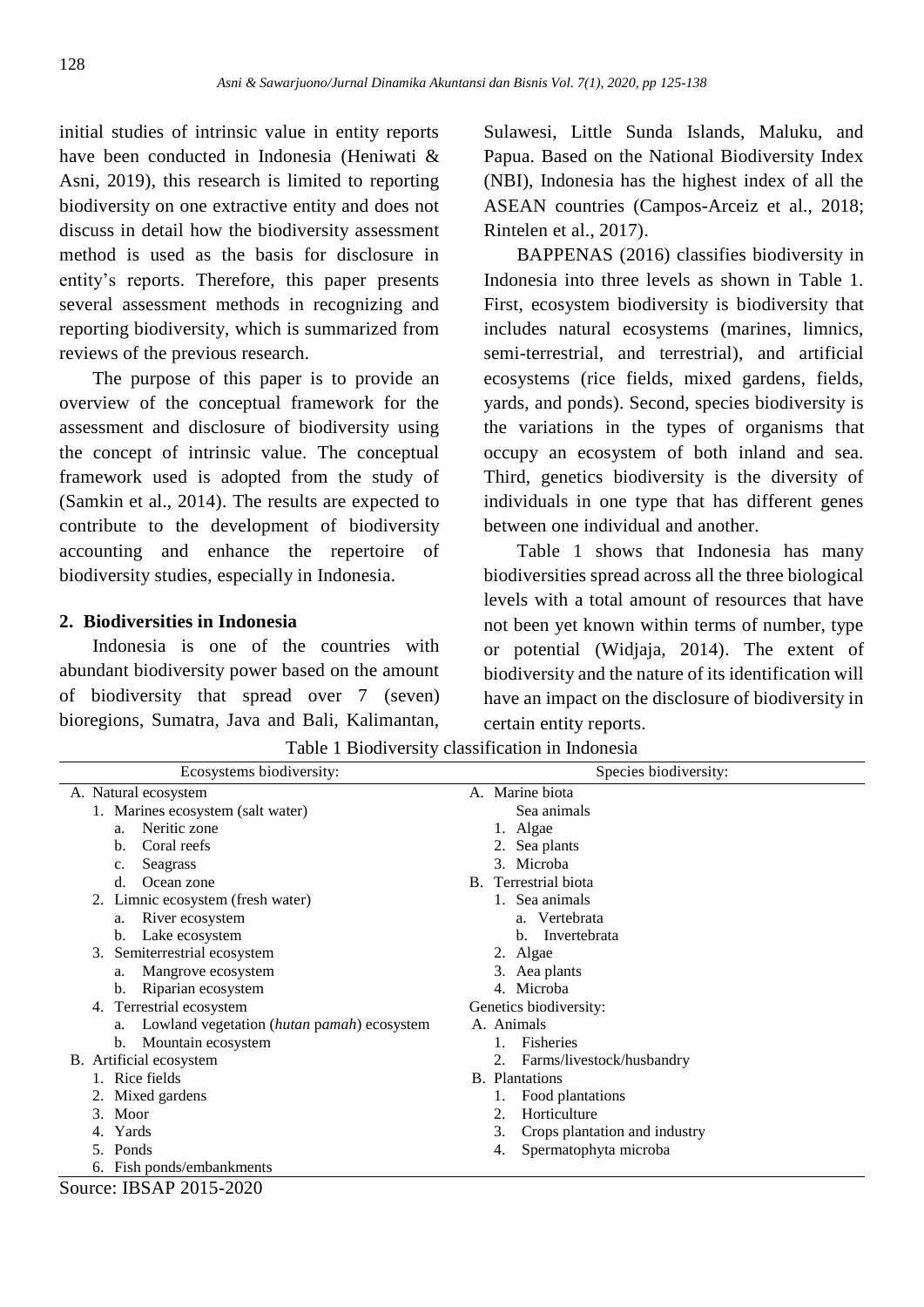initial studies of intrinsic value in entity reports have been conducted in Indonesia (Heniwati & Asni, 2019), this research is limited to reporting biodiversity on one extractive entity and does not discuss in detail how the biodiversity assessment method is used as the basis for disclosure in entity's reports. Therefore, this paper presents several assessment methods in recognizing and reporting biodiversity, which is summarized from reviews of the previous research.

The purpose of this paper is to provide an overview of the conceptual framework for the assessment and disclosure of biodiversity using the concept of intrinsic value. The conceptual framework used is adopted from the study of (Samkin et al., 2014). The results are expected to contribute to the development of biodiversity accounting and enhance the repertoire of biodiversity studies, especially in Indonesia.

## 2. Biodiversities in Indonesia

Indonesia is one of the countries with abundant biodiversity power based on the amount of biodiversity that spread over 7 (seven) bioregions, Sumatra, Java and Bali, Kalimantan, Sulawesi, Little Sunda Islands, Maluku, and Papua. Based on the National Biodiversity Index (NBI), Indonesia has the highest index of all the ASEAN countries (Campos-Arceiz et al., 2018; Rintelen et al., 2017).

BAPPENAS (2016) classifies biodiversity in Indonesia into three levels as shown in Table 1. First, ecosystem biodiversity is biodiversity that includes natural ecosystems (marines, limnics, semi-terrestrial, and terrestrial), and artificial ecosystems (rice fields, mixed gardens, fields, yards, and ponds). Second, species biodiversity is the variations in the types of organisms that occupy an ecosystem of both inland and sea. Third, genetics biodiversity is the diversity of individuals in one type that has different genes between one individual and another.

Table 1 shows that Indonesia has many biodiversities spread across all the three biological levels with a total amount of resources that have not been yet known within terms of number, type or potential (Widjaja, 2014). The extent of biodiversity and the nature of its identification will have an impact on the disclosure of biodiversity in certain entity reports.

Table 1 Biodiversity classification in Indonesia

| Ecosystems biodiversity: | Species biodiversity: |
|---|---|
| A. Natural ecosystem | A. Marine biota |
| 1. Marines ecosystem (salt water) | Sea animals |
| a. Neritic zone | 1. Algae |
| b. Coral reefs | 2. Sea plants |
| c. Seagrass | 3. Microba |
| d. Ocean zone | B. Terrestrial biota |
| 2. Limnic ecosystem (fresh water) | 1. Sea animals |
| a. River ecosystem | a. Vertebrata |
| b. Lake ecosystem | b. Invertebrata |
| 3. Semiterrestrial ecosystem | 2. Algae |
| a. Mangrove ecosystem | 3. Aea plants |
| b. Riparian ecosystem | 4. Microba |
| 4. Terrestrial ecosystem | Genetics biodiversity: |
| a. Lowland vegetation (*hutan pamah*) ecosystem | A. Animals |
| b. Mountain ecosystem | 1. Fisheries |
| B. Artificial ecosystem | 2. Farms/livestock/husbandry |
| 1. Rice fields | B. Plantations |
| 2. Mixed gardens | 1. Food plantations |
| 3. Moor | 2. Horticulture |
| 4. Yards | 3. Crops plantation and industry |
| 5. Ponds | 4. Spermatophyta microba |
| 6. Fish ponds/embankments | |

Source: IBSAP 2015-2020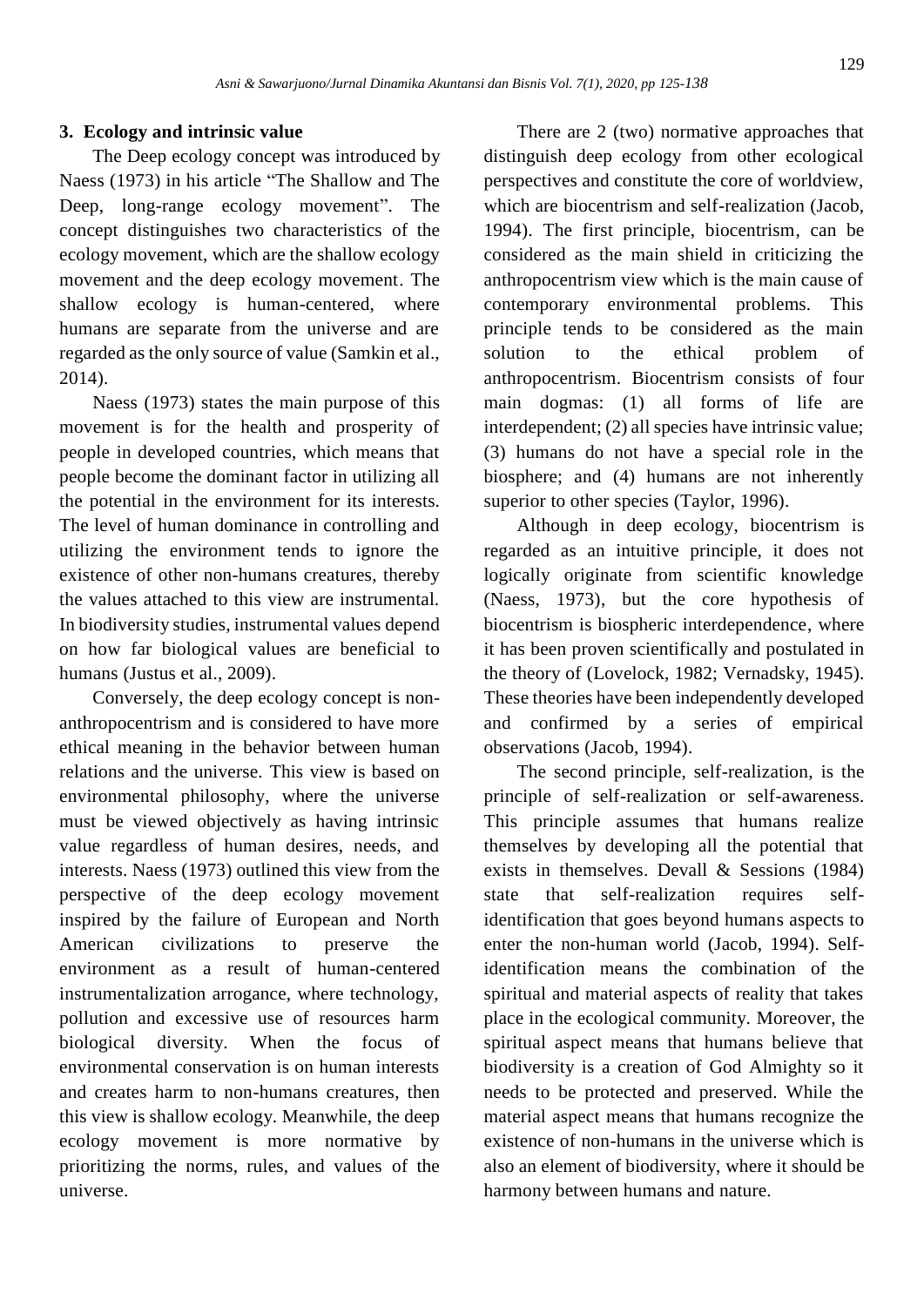### 3. Ecology and intrinsic value

The Deep ecology concept was introduced by Naess (1973) in his article "The Shallow and The Deep, long-range ecology movement". The concept distinguishes two characteristics of the ecology movement, which are the shallow ecology movement and the deep ecology movement. The shallow ecology is human-centered, where humans are separate from the universe and are regarded as the only source of value (Samkin et al., 2014).

Naess (1973) states the main purpose of this movement is for the health and prosperity of people in developed countries, which means that people become the dominant factor in utilizing all the potential in the environment for its interests. The level of human dominance in controlling and utilizing the environment tends to ignore the existence of other non-humans creatures, thereby the values attached to this view are instrumental. In biodiversity studies, instrumental values depend on how far biological values are beneficial to humans (Justus et al., 2009).

Conversely, the deep ecology concept is non-anthropocentrism and is considered to have more ethical meaning in the behavior between human relations and the universe. This view is based on environmental philosophy, where the universe must be viewed objectively as having intrinsic value regardless of human desires, needs, and interests. Naess (1973) outlined this view from the perspective of the deep ecology movement inspired by the failure of European and North American civilizations to preserve the environment as a result of human-centered instrumentalization arrogance, where technology, pollution and excessive use of resources harm biological diversity. When the focus of environmental conservation is on human interests and creates harm to non-humans creatures, then this view is shallow ecology. Meanwhile, the deep ecology movement is more normative by prioritizing the norms, rules, and values of the universe.

There are 2 (two) normative approaches that distinguish deep ecology from other ecological perspectives and constitute the core of worldview, which are biocentrism and self-realization (Jacob, 1994). The first principle, biocentrism, can be considered as the main shield in criticizing the anthropocentrism view which is the main cause of contemporary environmental problems. This principle tends to be considered as the main solution to the ethical problem of anthropocentrism. Biocentrism consists of four main dogmas: (1) all forms of life are interdependent; (2) all species have intrinsic value; (3) humans do not have a special role in the biosphere; and (4) humans are not inherently superior to other species (Taylor, 1996).

Although in deep ecology, biocentrism is regarded as an intuitive principle, it does not logically originate from scientific knowledge (Naess, 1973), but the core hypothesis of biocentrism is biospheric interdependence, where it has been proven scientifically and postulated in the theory of (Lovelock, 1982; Vernadsky, 1945). These theories have been independently developed and confirmed by a series of empirical observations (Jacob, 1994).

The second principle, self-realization, is the principle of self-realization or self-awareness. This principle assumes that humans realize themselves by developing all the potential that exists in themselves. Devall & Sessions (1984) state that self-realization requires self-identification that goes beyond humans aspects to enter the non-human world (Jacob, 1994). Self-identification means the combination of the spiritual and material aspects of reality that takes place in the ecological community. Moreover, the spiritual aspect means that humans believe that biodiversity is a creation of God Almighty so it needs to be protected and preserved. While the material aspect means that humans recognize the existence of non-humans in the universe which is also an element of biodiversity, where it should be harmony between humans and nature.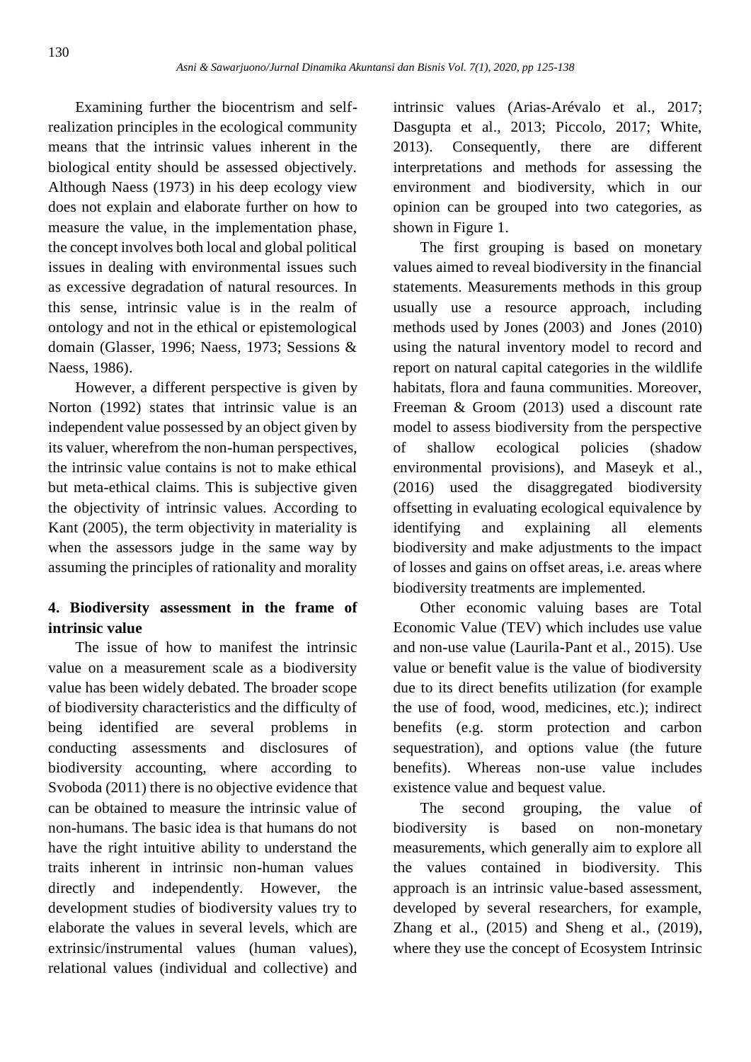Examining further the biocentrism and self-realization principles in the ecological community means that the intrinsic values inherent in the biological entity should be assessed objectively. Although Naess (1973) in his deep ecology view does not explain and elaborate further on how to measure the value, in the implementation phase, the concept involves both local and global political issues in dealing with environmental issues such as excessive degradation of natural resources. In this sense, intrinsic value is in the realm of ontology and not in the ethical or epistemological domain (Glasser, 1996; Naess, 1973; Sessions & Naess, 1986).

However, a different perspective is given by Norton (1992) states that intrinsic value is an independent value possessed by an object given by its valuer, wherefrom the non-human perspectives, the intrinsic value contains is not to make ethical but meta-ethical claims. This is subjective given the objectivity of intrinsic values. According to Kant (2005), the term objectivity in materiality is when the assessors judge in the same way by assuming the principles of rationality and morality

## 4. Biodiversity assessment in the frame of intrinsic value

The issue of how to manifest the intrinsic value on a measurement scale as a biodiversity value has been widely debated. The broader scope of biodiversity characteristics and the difficulty of being identified are several problems in conducting assessments and disclosures of biodiversity accounting, where according to Svoboda (2011) there is no objective evidence that can be obtained to measure the intrinsic value of non-humans. The basic idea is that humans do not have the right intuitive ability to understand the traits inherent in intrinsic non-human values directly and independently. However, the development studies of biodiversity values try to elaborate the values in several levels, which are extrinsic/instrumental values (human values), relational values (individual and collective) and intrinsic values (Arias-Arévalo et al., 2017; Dasgupta et al., 2013; Piccolo, 2017; White, 2013). Consequently, there are different interpretations and methods for assessing the environment and biodiversity, which in our opinion can be grouped into two categories, as shown in Figure 1.

The first grouping is based on monetary values aimed to reveal biodiversity in the financial statements. Measurements methods in this group usually use a resource approach, including methods used by Jones (2003) and Jones (2010) using the natural inventory model to record and report on natural capital categories in the wildlife habitats, flora and fauna communities. Moreover, Freeman & Groom (2013) used a discount rate model to assess biodiversity from the perspective of shallow ecological policies (shadow environmental provisions), and Maseyk et al., (2016) used the disaggregated biodiversity offsetting in evaluating ecological equivalence by identifying and explaining all elements biodiversity and make adjustments to the impact of losses and gains on offset areas, i.e. areas where biodiversity treatments are implemented.

Other economic valuing bases are Total Economic Value (TEV) which includes use value and non-use value (Laurila-Pant et al., 2015). Use value or benefit value is the value of biodiversity due to its direct benefits utilization (for example the use of food, wood, medicines, etc.); indirect benefits (e.g. storm protection and carbon sequestration), and options value (the future benefits). Whereas non-use value includes existence value and bequest value.

The second grouping, the value of biodiversity is based on non-monetary measurements, which generally aim to explore all the values contained in biodiversity. This approach is an intrinsic value-based assessment, developed by several researchers, for example, Zhang et al., (2015) and Sheng et al., (2019), where they use the concept of Ecosystem Intrinsic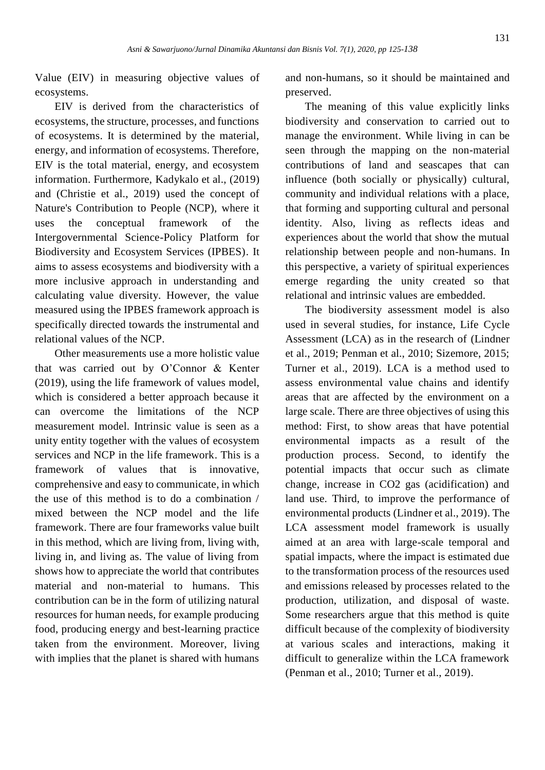Value (EIV) in measuring objective values of ecosystems.

EIV is derived from the characteristics of ecosystems, the structure, processes, and functions of ecosystems. It is determined by the material, energy, and information of ecosystems. Therefore, EIV is the total material, energy, and ecosystem information. Furthermore, Kadykalo et al., (2019) and (Christie et al., 2019) used the concept of Nature's Contribution to People (NCP), where it uses the conceptual framework of the Intergovernmental Science-Policy Platform for Biodiversity and Ecosystem Services (IPBES). It aims to assess ecosystems and biodiversity with a more inclusive approach in understanding and calculating value diversity. However, the value measured using the IPBES framework approach is specifically directed towards the instrumental and relational values of the NCP.

Other measurements use a more holistic value that was carried out by O'Connor & Kenter (2019), using the life framework of values model, which is considered a better approach because it can overcome the limitations of the NCP measurement model. Intrinsic value is seen as a unity entity together with the values of ecosystem services and NCP in the life framework. This is a framework of values that is innovative, comprehensive and easy to communicate, in which the use of this method is to do a combination / mixed between the NCP model and the life framework. There are four frameworks value built in this method, which are living from, living with, living in, and living as. The value of living from shows how to appreciate the world that contributes material and non-material to humans. This contribution can be in the form of utilizing natural resources for human needs, for example producing food, producing energy and best-learning practice taken from the environment. Moreover, living with implies that the planet is shared with humans and non-humans, so it should be maintained and preserved.

The meaning of this value explicitly links biodiversity and conservation to carried out to manage the environment. While living in can be seen through the mapping on the non-material contributions of land and seascapes that can influence (both socially or physically) cultural, community and individual relations with a place, that forming and supporting cultural and personal identity. Also, living as reflects ideas and experiences about the world that show the mutual relationship between people and non-humans. In this perspective, a variety of spiritual experiences emerge regarding the unity created so that relational and intrinsic values are embedded.

The biodiversity assessment model is also used in several studies, for instance, Life Cycle Assessment (LCA) as in the research of (Lindner et al., 2019; Penman et al., 2010; Sizemore, 2015; Turner et al., 2019). LCA is a method used to assess environmental value chains and identify areas that are affected by the environment on a large scale. There are three objectives of using this method: First, to show areas that have potential environmental impacts as a result of the production process. Second, to identify the potential impacts that occur such as climate change, increase in $CO_2$ gas (acidification) and land use. Third, to improve the performance of environmental products (Lindner et al., 2019). The LCA assessment model framework is usually aimed at an area with large-scale temporal and spatial impacts, where the impact is estimated due to the transformation process of the resources used and emissions released by processes related to the production, utilization, and disposal of waste. Some researchers argue that this method is quite difficult because of the complexity of biodiversity at various scales and interactions, making it difficult to generalize within the LCA framework (Penman et al., 2010; Turner et al., 2019).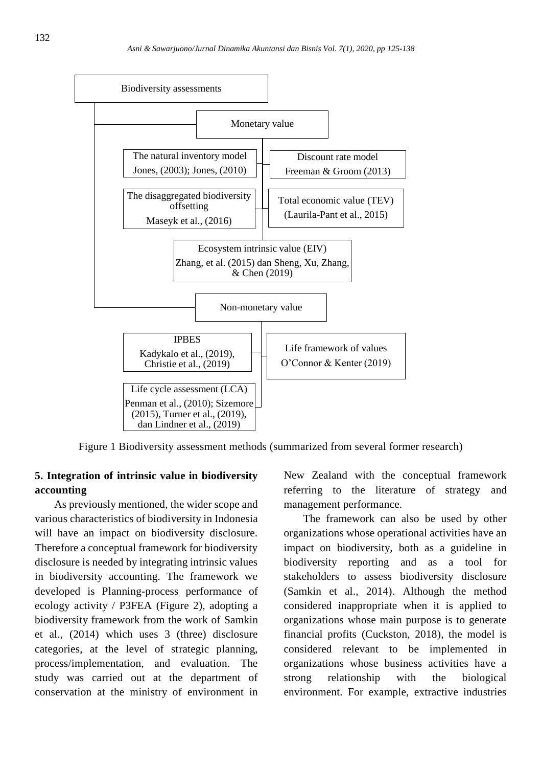Biodiversity assessments

- Monetary value
  - The natural inventory model — Jones, (2003); Jones, (2010)
  - Discount rate model — Freeman & Groom (2013)
  - The disaggregated biodiversity offsetting — Maseyk et al., (2016)
  - Total economic value (TEV) — (Laurila-Pant et al., 2015)
  - Ecosystem intrinsic value (EIV) — Zhang, et al. (2015) dan Sheng, Xu, Zhang, & Chen (2019)
- Non-monetary value
  - IPBES — Kadykalo et al., (2019), Christie et al., (2019)
  - Life framework of values — O'Connor & Kenter (2019)
  - Life cycle assessment (LCA) — Penman et al., (2010); Sizemore (2015), Turner et al., (2019), dan Lindner et al., (2019)

Figure 1 Biodiversity assessment methods (summarized from several former research)

## 5. Integration of intrinsic value in biodiversity accounting

As previously mentioned, the wider scope and various characteristics of biodiversity in Indonesia will have an impact on biodiversity disclosure. Therefore a conceptual framework for biodiversity disclosure is needed by integrating intrinsic values in biodiversity accounting. The framework we developed is Planning-process performance of ecology activity / P3FEA (Figure 2), adopting a biodiversity framework from the work of Samkin et al., (2014) which uses 3 (three) disclosure categories, at the level of strategic planning, process/implementation, and evaluation. The study was carried out at the department of conservation at the ministry of environment in New Zealand with the conceptual framework referring to the literature of strategy and management performance.

The framework can also be used by other organizations whose operational activities have an impact on biodiversity, both as a guideline in biodiversity reporting and as a tool for stakeholders to assess biodiversity disclosure (Samkin et al., 2014). Although the method considered inappropriate when it is applied to organizations whose main purpose is to generate financial profits (Cuckston, 2018), the model is considered relevant to be implemented in organizations whose business activities have a strong relationship with the biological environment. For example, extractive industries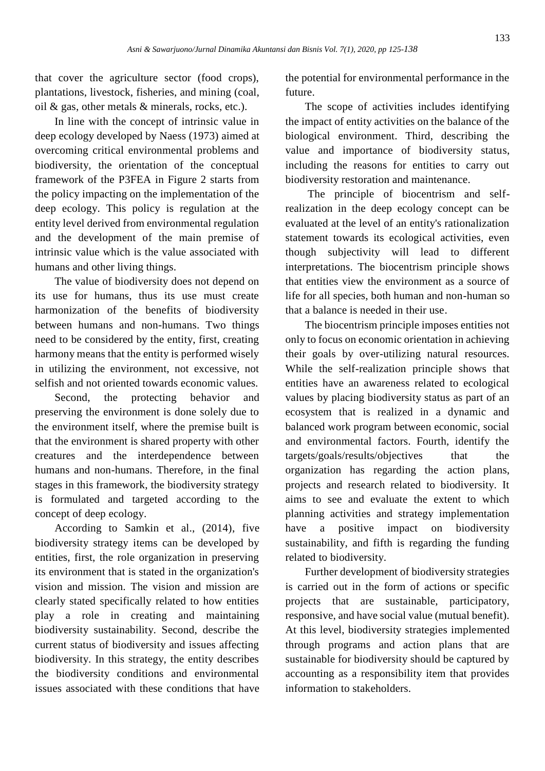that cover the agriculture sector (food crops), plantations, livestock, fisheries, and mining (coal, oil & gas, other metals & minerals, rocks, etc.).

In line with the concept of intrinsic value in deep ecology developed by Naess (1973) aimed at overcoming critical environmental problems and biodiversity, the orientation of the conceptual framework of the P3FEA in Figure 2 starts from the policy impacting on the implementation of the deep ecology. This policy is regulation at the entity level derived from environmental regulation and the development of the main premise of intrinsic value which is the value associated with humans and other living things.

The value of biodiversity does not depend on its use for humans, thus its use must create harmonization of the benefits of biodiversity between humans and non-humans. Two things need to be considered by the entity, first, creating harmony means that the entity is performed wisely in utilizing the environment, not excessive, not selfish and not oriented towards economic values.

Second, the protecting behavior and preserving the environment is done solely due to the environment itself, where the premise built is that the environment is shared property with other creatures and the interdependence between humans and non-humans. Therefore, in the final stages in this framework, the biodiversity strategy is formulated and targeted according to the concept of deep ecology.

According to Samkin et al., (2014), five biodiversity strategy items can be developed by entities, first, the role organization in preserving its environment that is stated in the organization's vision and mission. The vision and mission are clearly stated specifically related to how entities play a role in creating and maintaining biodiversity sustainability. Second, describe the current status of biodiversity and issues affecting biodiversity. In this strategy, the entity describes the biodiversity conditions and environmental issues associated with these conditions that have the potential for environmental performance in the future.

The scope of activities includes identifying the impact of entity activities on the balance of the biological environment. Third, describing the value and importance of biodiversity status, including the reasons for entities to carry out biodiversity restoration and maintenance.

The principle of biocentrism and self-realization in the deep ecology concept can be evaluated at the level of an entity's rationalization statement towards its ecological activities, even though subjectivity will lead to different interpretations. The biocentrism principle shows that entities view the environment as a source of life for all species, both human and non-human so that a balance is needed in their use.

The biocentrism principle imposes entities not only to focus on economic orientation in achieving their goals by over-utilizing natural resources. While the self-realization principle shows that entities have an awareness related to ecological values by placing biodiversity status as part of an ecosystem that is realized in a dynamic and balanced work program between economic, social and environmental factors. Fourth, identify the targets/goals/results/objectives that the organization has regarding the action plans, projects and research related to biodiversity. It aims to see and evaluate the extent to which planning activities and strategy implementation have a positive impact on biodiversity sustainability, and fifth is regarding the funding related to biodiversity.

Further development of biodiversity strategies is carried out in the form of actions or specific projects that are sustainable, participatory, responsive, and have social value (mutual benefit). At this level, biodiversity strategies implemented through programs and action plans that are sustainable for biodiversity should be captured by accounting as a responsibility item that provides information to stakeholders.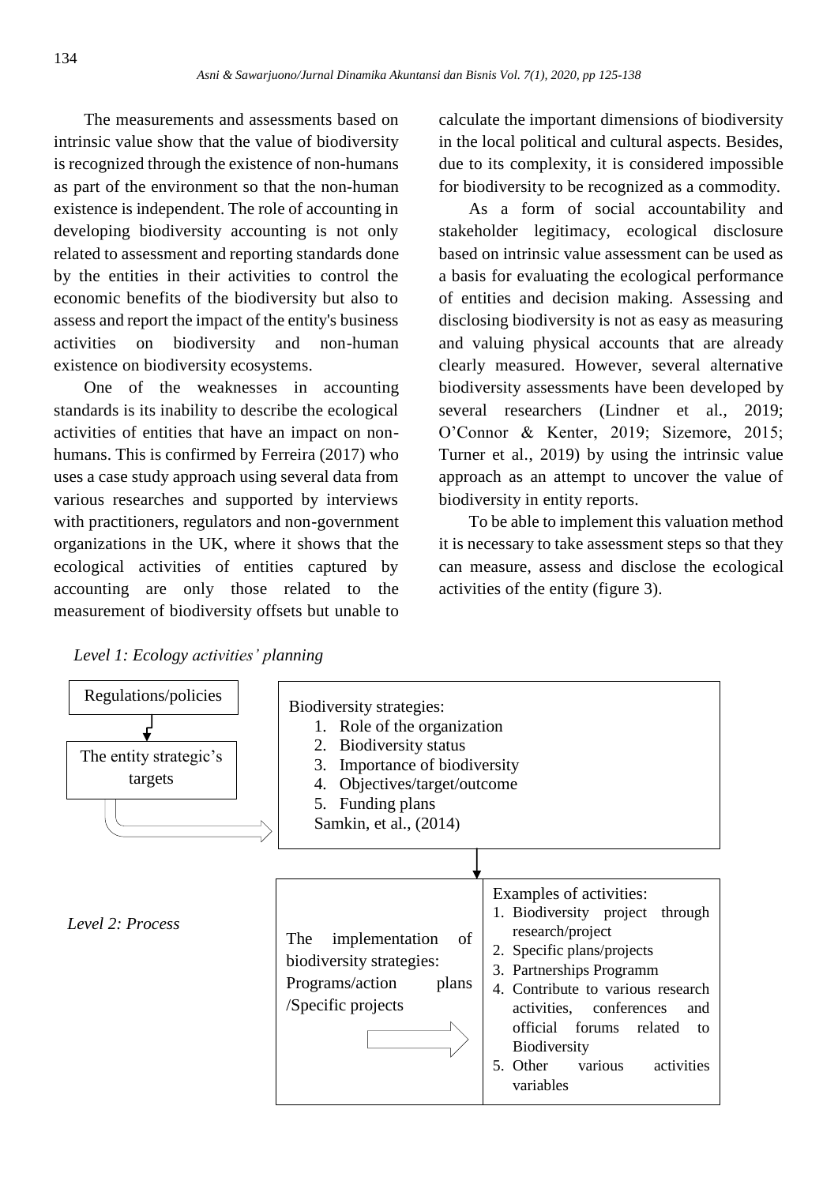The measurements and assessments based on intrinsic value show that the value of biodiversity is recognized through the existence of non-humans as part of the environment so that the non-human existence is independent. The role of accounting in developing biodiversity accounting is not only related to assessment and reporting standards done by the entities in their activities to control the economic benefits of the biodiversity but also to assess and report the impact of the entity's business activities on biodiversity and non-human existence on biodiversity ecosystems.

One of the weaknesses in accounting standards is its inability to describe the ecological activities of entities that have an impact on non-humans. This is confirmed by Ferreira (2017) who uses a case study approach using several data from various researches and supported by interviews with practitioners, regulators and non-government organizations in the UK, where it shows that the ecological activities of entities captured by accounting are only those related to the measurement of biodiversity offsets but unable to calculate the important dimensions of biodiversity in the local political and cultural aspects. Besides, due to its complexity, it is considered impossible for biodiversity to be recognized as a commodity.

As a form of social accountability and stakeholder legitimacy, ecological disclosure based on intrinsic value assessment can be used as a basis for evaluating the ecological performance of entities and decision making. Assessing and disclosing biodiversity is not as easy as measuring and valuing physical accounts that are already clearly measured. However, several alternative biodiversity assessments have been developed by several researchers (Lindner et al., 2019; O'Connor & Kenter, 2019; Sizemore, 2015; Turner et al., 2019) by using the intrinsic value approach as an attempt to uncover the value of biodiversity in entity reports.

To be able to implement this valuation method it is necessary to take assessment steps so that they can measure, assess and disclose the ecological activities of the entity (figure 3).

*Level 1: Ecology activities' planning*

Regulations/policies → The entity strategic's targets →

Biodiversity strategies:
1. Role of the organization
2. Biodiversity status
3. Importance of biodiversity
4. Objectives/target/outcome
5. Funding plans

Samkin, et al., (2014)

*Level 2: Process*

The implementation of biodiversity strategies: Programs/action plans /Specific projects →

Examples of activities:
1. Biodiversity project through research/project
2. Specific plans/projects
3. Partnerships Programm
4. Contribute to various research activities, conferences and official forums related to Biodiversity
5. Other various activities variables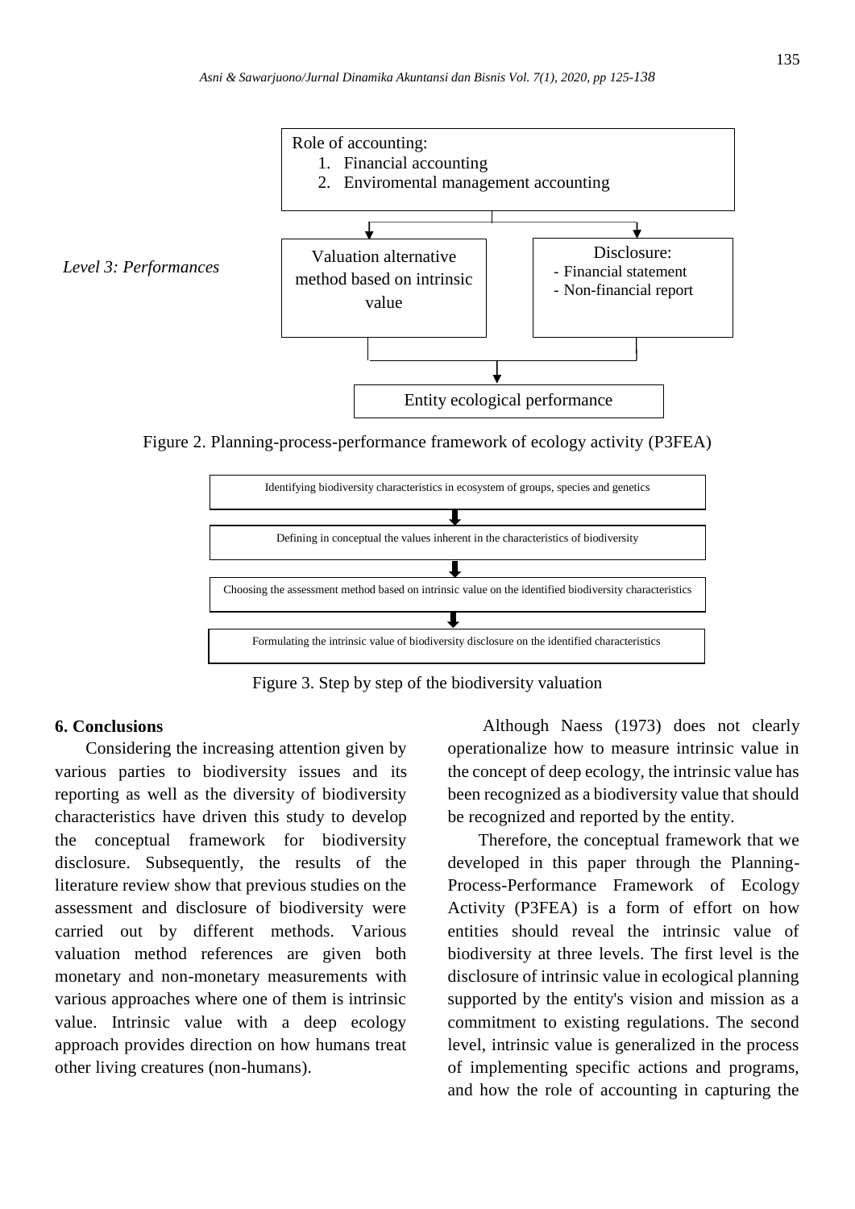Level 3: Performances

Role of accounting:
1. Financial accounting
2. Enviromental management accounting

Valuation alternative method based on intrinsic value

Disclosure:
- Financial statement
- Non-financial report

Entity ecological performance

Figure 2. Planning-process-performance framework of ecology activity (P3FEA)

Identifying biodiversity characteristics in ecosystem of groups, species and genetics

Defining in conceptual the values inherent in the characteristics of biodiversity

Choosing the assessment method based on intrinsic value on the identified biodiversity characteristics

Formulating the intrinsic value of biodiversity disclosure on the identified characteristics

Figure 3. Step by step of the biodiversity valuation

## 6. Conclusions

Considering the increasing attention given by various parties to biodiversity issues and its reporting as well as the diversity of biodiversity characteristics have driven this study to develop the conceptual framework for biodiversity disclosure. Subsequently, the results of the literature review show that previous studies on the assessment and disclosure of biodiversity were carried out by different methods. Various valuation method references are given both monetary and non-monetary measurements with various approaches where one of them is intrinsic value. Intrinsic value with a deep ecology approach provides direction on how humans treat other living creatures (non-humans).

Although Naess (1973) does not clearly operationalize how to measure intrinsic value in the concept of deep ecology, the intrinsic value has been recognized as a biodiversity value that should be recognized and reported by the entity.

Therefore, the conceptual framework that we developed in this paper through the Planning-Process-Performance Framework of Ecology Activity (P3FEA) is a form of effort on how entities should reveal the intrinsic value of biodiversity at three levels. The first level is the disclosure of intrinsic value in ecological planning supported by the entity's vision and mission as a commitment to existing regulations. The second level, intrinsic value is generalized in the process of implementing specific actions and programs, and how the role of accounting in capturing the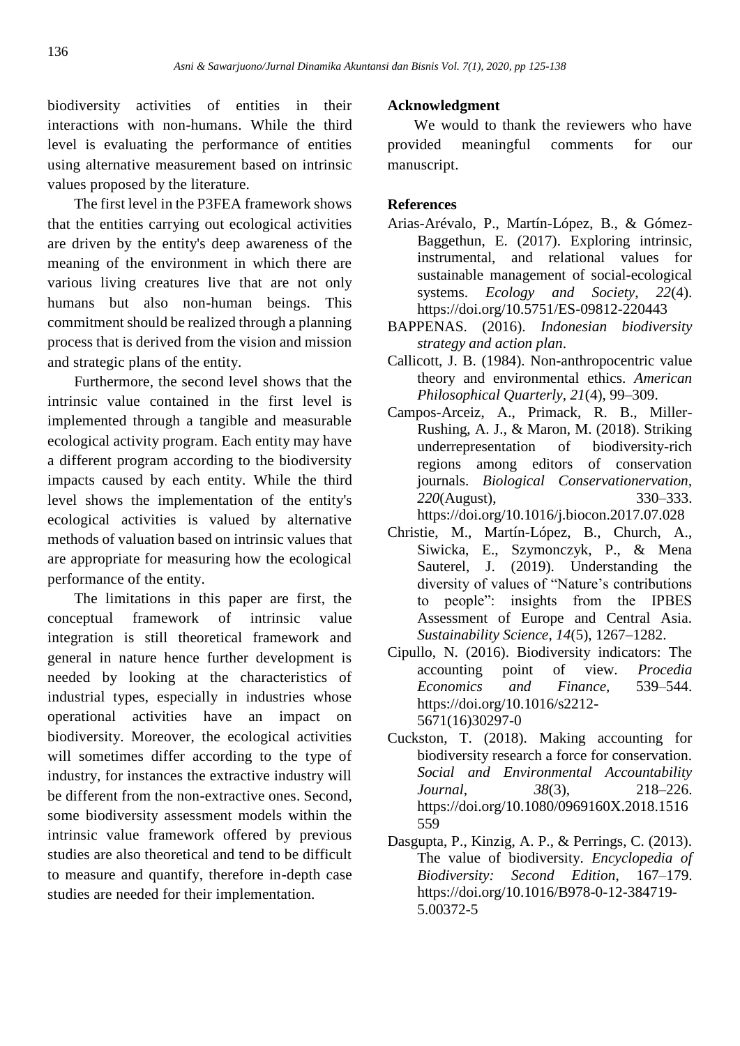biodiversity activities of entities in their interactions with non-humans. While the third level is evaluating the performance of entities using alternative measurement based on intrinsic values proposed by the literature.

The first level in the P3FEA framework shows that the entities carrying out ecological activities are driven by the entity's deep awareness of the meaning of the environment in which there are various living creatures live that are not only humans but also non-human beings. This commitment should be realized through a planning process that is derived from the vision and mission and strategic plans of the entity.

Furthermore, the second level shows that the intrinsic value contained in the first level is implemented through a tangible and measurable ecological activity program. Each entity may have a different program according to the biodiversity impacts caused by each entity. While the third level shows the implementation of the entity's ecological activities is valued by alternative methods of valuation based on intrinsic values that are appropriate for measuring how the ecological performance of the entity.

The limitations in this paper are first, the conceptual framework of intrinsic value integration is still theoretical framework and general in nature hence further development is needed by looking at the characteristics of industrial types, especially in industries whose operational activities have an impact on biodiversity. Moreover, the ecological activities will sometimes differ according to the type of industry, for instances the extractive industry will be different from the non-extractive ones. Second, some biodiversity assessment models within the intrinsic value framework offered by previous studies are also theoretical and tend to be difficult to measure and quantify, therefore in-depth case studies are needed for their implementation.

## Acknowledgment

We would to thank the reviewers who have provided meaningful comments for our manuscript.

## References

Arias-Arévalo, P., Martín-López, B., & Gómez-Baggethun, E. (2017). Exploring intrinsic, instrumental, and relational values for sustainable management of social-ecological systems. *Ecology and Society*, *22*(4). https://doi.org/10.5751/ES-09812-220443

BAPPENAS. (2016). *Indonesian biodiversity strategy and action plan*.

Callicott, J. B. (1984). Non-anthropocentric value theory and environmental ethics. *American Philosophical Quarterly*, *21*(4), 99–309.

Campos-Arceiz, A., Primack, R. B., Miller-Rushing, A. J., & Maron, M. (2018). Striking underrepresentation of biodiversity-rich regions among editors of conservation journals. *Biological Conservationervation*, *220*(August), 330–333. https://doi.org/10.1016/j.biocon.2017.07.028

Christie, M., Martín-López, B., Church, A., Siwicka, E., Szymonczyk, P., & Mena Sauterel, J. (2019). Understanding the diversity of values of "Nature's contributions to people": insights from the IPBES Assessment of Europe and Central Asia. *Sustainability Science*, *14*(5), 1267–1282.

Cipullo, N. (2016). Biodiversity indicators: The accounting point of view. *Procedia Economics and Finance*, 539–544. https://doi.org/10.1016/s2212-5671(16)30297-0

Cuckston, T. (2018). Making accounting for biodiversity research a force for conservation. *Social and Environmental Accountability Journal*, *38*(3), 218–226. https://doi.org/10.1080/0969160X.2018.1516559

Dasgupta, P., Kinzig, A. P., & Perrings, C. (2013). The value of biodiversity. *Encyclopedia of Biodiversity: Second Edition*, 167–179. https://doi.org/10.1016/B978-0-12-384719-5.00372-5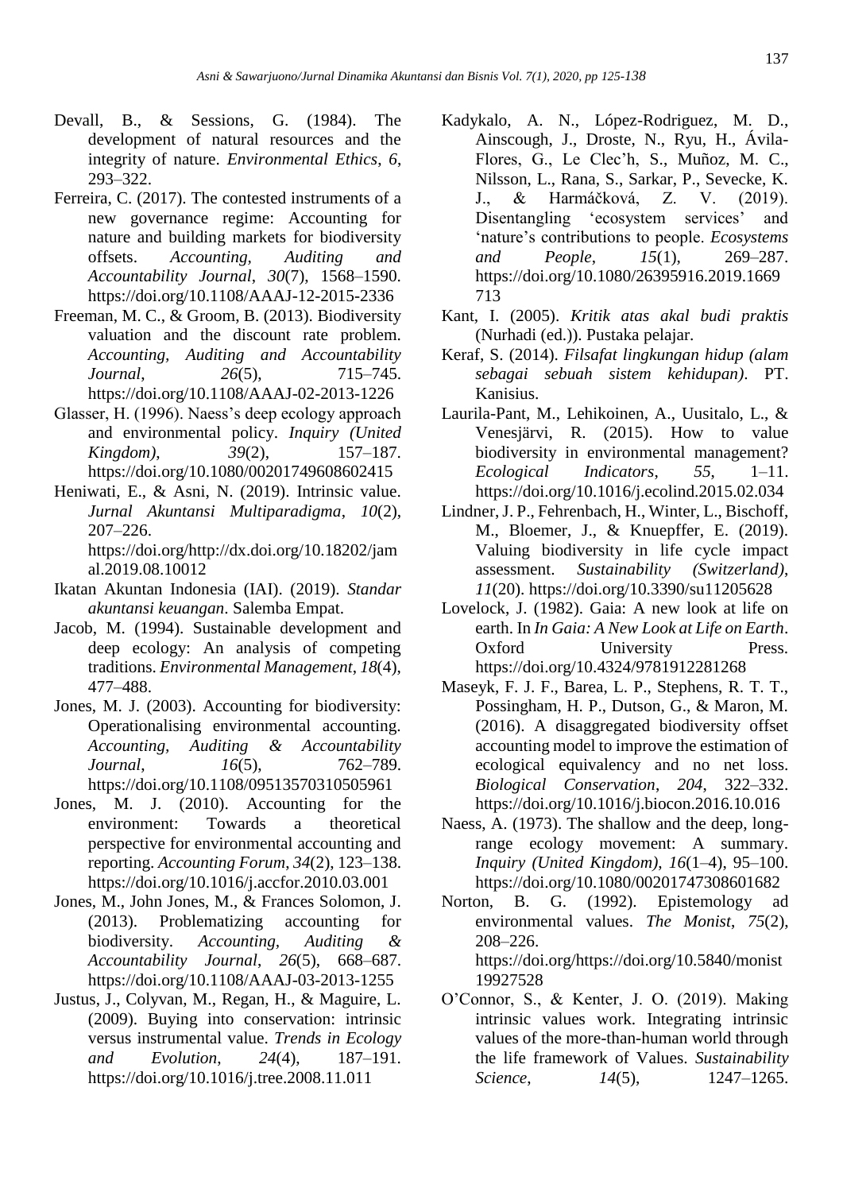Devall, B., & Sessions, G. (1984). The development of natural resources and the integrity of nature. *Environmental Ethics*, *6*, 293–322.

Ferreira, C. (2017). The contested instruments of a new governance regime: Accounting for nature and building markets for biodiversity offsets. *Accounting, Auditing and Accountability Journal*, *30*(7), 1568–1590. https://doi.org/10.1108/AAAJ-12-2015-2336

Freeman, M. C., & Groom, B. (2013). Biodiversity valuation and the discount rate problem. *Accounting, Auditing and Accountability Journal*, *26*(5), 715–745. https://doi.org/10.1108/AAAJ-02-2013-1226

Glasser, H. (1996). Naess's deep ecology approach and environmental policy. *Inquiry (United Kingdom)*, *39*(2), 157–187. https://doi.org/10.1080/00201749608602415

Heniwati, E., & Asni, N. (2019). Intrinsic value. *Jurnal Akuntansi Multiparadigma*, *10*(2), 207–226. https://doi.org/http://dx.doi.org/10.18202/jamal.2019.08.10012

Ikatan Akuntan Indonesia (IAI). (2019). *Standar akuntansi keuangan*. Salemba Empat.

Jacob, M. (1994). Sustainable development and deep ecology: An analysis of competing traditions. *Environmental Management*, *18*(4), 477–488.

Jones, M. J. (2003). Accounting for biodiversity: Operationalising environmental accounting. *Accounting, Auditing & Accountability Journal*, *16*(5), 762–789. https://doi.org/10.1108/09513570310505961

Jones, M. J. (2010). Accounting for the environment: Towards a theoretical perspective for environmental accounting and reporting. *Accounting Forum*, *34*(2), 123–138. https://doi.org/10.1016/j.accfor.2010.03.001

Jones, M., John Jones, M., & Frances Solomon, J. (2013). Problematizing accounting for biodiversity. *Accounting, Auditing & Accountability Journal*, *26*(5), 668–687. https://doi.org/10.1108/AAAJ-03-2013-1255

Justus, J., Colyvan, M., Regan, H., & Maguire, L. (2009). Buying into conservation: intrinsic versus instrumental value. *Trends in Ecology and Evolution*, *24*(4), 187–191. https://doi.org/10.1016/j.tree.2008.11.011

Kadykalo, A. N., López-Rodriguez, M. D., Ainscough, J., Droste, N., Ryu, H., Ávila-Flores, G., Le Clec'h, S., Muñoz, M. C., Nilsson, L., Rana, S., Sarkar, P., Sevecke, K. J., & Harmáčková, Z. V. (2019). Disentangling 'ecosystem services' and 'nature's contributions to people. *Ecosystems and People*, *15*(1), 269–287. https://doi.org/10.1080/26395916.2019.1669713

Kant, I. (2005). *Kritik atas akal budi praktis* (Nurhadi (ed.)). Pustaka pelajar.

Keraf, S. (2014). *Filsafat lingkungan hidup (alam sebagai sebuah sistem kehidupan)*. PT. Kanisius.

Laurila-Pant, M., Lehikoinen, A., Uusitalo, L., & Venesjärvi, R. (2015). How to value biodiversity in environmental management? *Ecological Indicators*, *55*, 1–11. https://doi.org/10.1016/j.ecolind.2015.02.034

Lindner, J. P., Fehrenbach, H., Winter, L., Bischoff, M., Bloemer, J., & Knuepffer, E. (2019). Valuing biodiversity in life cycle impact assessment. *Sustainability (Switzerland)*, *11*(20). https://doi.org/10.3390/su11205628

Lovelock, J. (1982). Gaia: A new look at life on earth. In *In Gaia: A New Look at Life on Earth*. Oxford University Press. https://doi.org/10.4324/9781912281268

Maseyk, F. J. F., Barea, L. P., Stephens, R. T. T., Possingham, H. P., Dutson, G., & Maron, M. (2016). A disaggregated biodiversity offset accounting model to improve the estimation of ecological equivalency and no net loss. *Biological Conservation*, *204*, 322–332. https://doi.org/10.1016/j.biocon.2016.10.016

Naess, A. (1973). The shallow and the deep, long-range ecology movement: A summary. *Inquiry (United Kingdom)*, *16*(1–4), 95–100. https://doi.org/10.1080/00201747308601682

Norton, B. G. (1992). Epistemology ad environmental values. *The Monist*, *75*(2), 208–226. https://doi.org/https://doi.org/10.5840/monist19927528

O'Connor, S., & Kenter, J. O. (2019). Making intrinsic values work. Integrating intrinsic values of the more-than-human world through the life framework of Values. *Sustainability Science*, *14*(5), 1247–1265.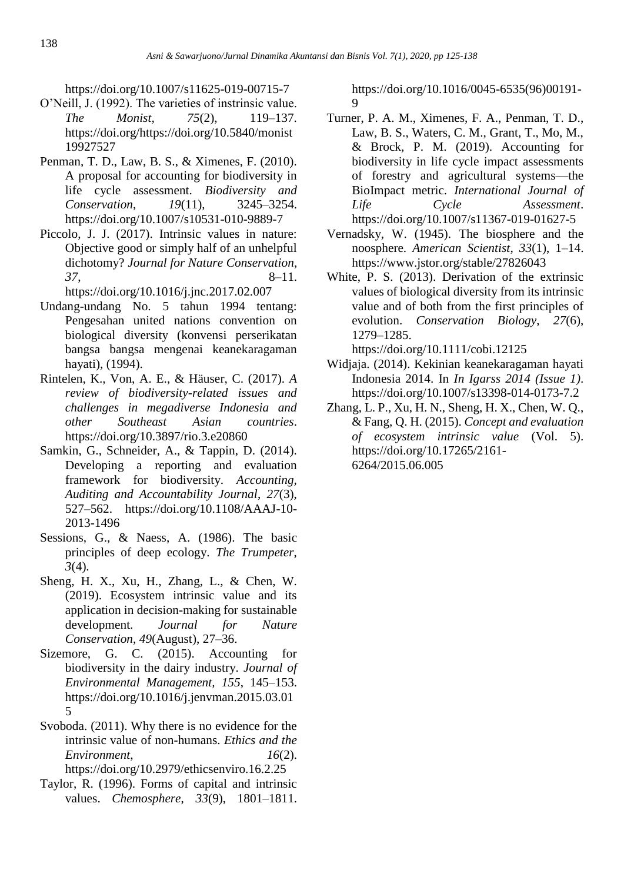https://doi.org/10.1007/s11625-019-00715-7

O'Neill, J. (1992). The varieties of instrinsic value. *The Monist*, *75*(2), 119–137. https://doi.org/https://doi.org/10.5840/monist19927527

Penman, T. D., Law, B. S., & Ximenes, F. (2010). A proposal for accounting for biodiversity in life cycle assessment. *Biodiversity and Conservation*, *19*(11), 3245–3254. https://doi.org/10.1007/s10531-010-9889-7

Piccolo, J. J. (2017). Intrinsic values in nature: Objective good or simply half of an unhelpful dichotomy? *Journal for Nature Conservation*, *37*, 8–11. https://doi.org/10.1016/j.jnc.2017.02.007

Undang-undang No. 5 tahun 1994 tentang: Pengesahan united nations convention on biological diversity (konvensi perserikatan bangsa bangsa mengenai keanekaragaman hayati), (1994).

Rintelen, K., Von, A. E., & Häuser, C. (2017). *A review of biodiversity-related issues and challenges in megadiverse Indonesia and other Southeast Asian countries*. https://doi.org/10.3897/rio.3.e20860

Samkin, G., Schneider, A., & Tappin, D. (2014). Developing a reporting and evaluation framework for biodiversity. *Accounting, Auditing and Accountability Journal*, *27*(3), 527–562. https://doi.org/10.1108/AAAJ-10-2013-1496

Sessions, G., & Naess, A. (1986). The basic principles of deep ecology. *The Trumpeter*, *3*(4).

Sheng, H. X., Xu, H., Zhang, L., & Chen, W. (2019). Ecosystem intrinsic value and its application in decision-making for sustainable development. *Journal for Nature Conservation*, *49*(August), 27–36.

Sizemore, G. C. (2015). Accounting for biodiversity in the dairy industry. *Journal of Environmental Management*, *155*, 145–153. https://doi.org/10.1016/j.jenvman.2015.03.015

Svoboda. (2011). Why there is no evidence for the intrinsic value of non-humans. *Ethics and the Environment*, *16*(2). https://doi.org/10.2979/ethicsenviro.16.2.25

Taylor, R. (1996). Forms of capital and intrinsic values. *Chemosphere*, *33*(9), 1801–1811. https://doi.org/10.1016/0045-6535(96)00191-9

Turner, P. A. M., Ximenes, F. A., Penman, T. D., Law, B. S., Waters, C. M., Grant, T., Mo, M., & Brock, P. M. (2019). Accounting for biodiversity in life cycle impact assessments of forestry and agricultural systems—the BioImpact metric. *International Journal of Life Cycle Assessment*. https://doi.org/10.1007/s11367-019-01627-5

Vernadsky, W. (1945). The biosphere and the noosphere. *American Scientist*, *33*(1), 1–14. https://www.jstor.org/stable/27826043

White, P. S. (2013). Derivation of the extrinsic values of biological diversity from its intrinsic value and of both from the first principles of evolution. *Conservation Biology*, *27*(6), 1279–1285. https://doi.org/10.1111/cobi.12125

Widjaja. (2014). Kekinian keanekaragaman hayati Indonesia 2014. In *In Igarss 2014 (Issue 1)*. https://doi.org/10.1007/s13398-014-0173-7.2

Zhang, L. P., Xu, H. N., Sheng, H. X., Chen, W. Q., & Fang, Q. H. (2015). *Concept and evaluation of ecosystem intrinsic value* (Vol. 5). https://doi.org/10.17265/2161-6264/2015.06.005